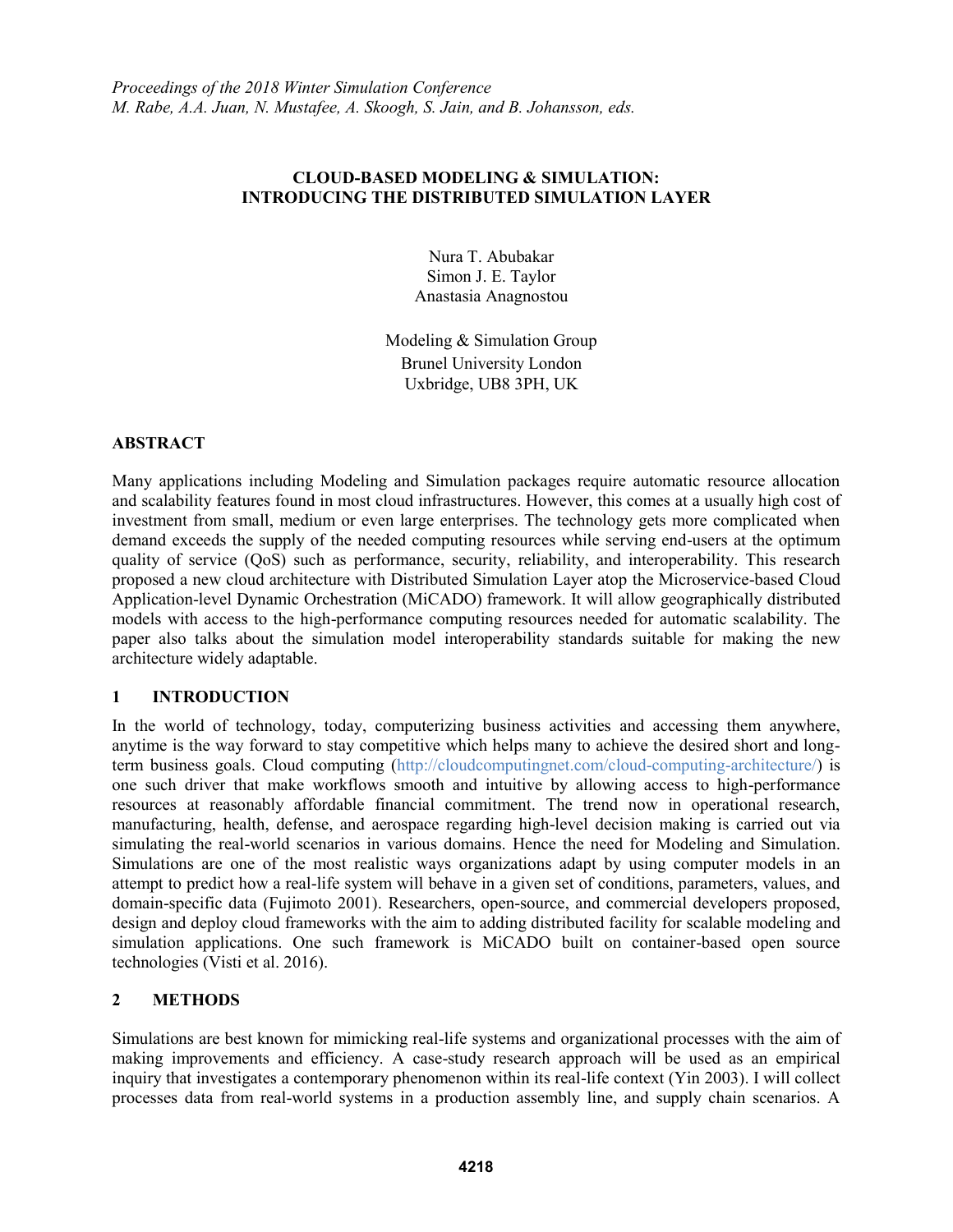*Proceedings of the 2018 Winter Simulation Conference*
*M. Rabe, A.A. Juan, N. Mustafee, A. Skoogh, S. Jain, and B. Johansson, eds.*

# CLOUD-BASED MODELING & SIMULATION: INTRODUCING THE DISTRIBUTED SIMULATION LAYER

Nura T. Abubakar
Simon J. E. Taylor
Anastasia Anagnostou

Modeling & Simulation Group
Brunel University London
Uxbridge, UB8 3PH, UK

## ABSTRACT

Many applications including Modeling and Simulation packages require automatic resource allocation and scalability features found in most cloud infrastructures. However, this comes at a usually high cost of investment from small, medium or even large enterprises. The technology gets more complicated when demand exceeds the supply of the needed computing resources while serving end-users at the optimum quality of service (QoS) such as performance, security, reliability, and interoperability. This research proposed a new cloud architecture with Distributed Simulation Layer atop the Microservice-based Cloud Application-level Dynamic Orchestration (MiCADO) framework. It will allow geographically distributed models with access to the high-performance computing resources needed for automatic scalability. The paper also talks about the simulation model interoperability standards suitable for making the new architecture widely adaptable.

## 1 INTRODUCTION

In the world of technology, today, computerizing business activities and accessing them anywhere, anytime is the way forward to stay competitive which helps many to achieve the desired short and long-term business goals. Cloud computing (http://cloudcomputingnet.com/cloud-computing-architecture/) is one such driver that make workflows smooth and intuitive by allowing access to high-performance resources at reasonably affordable financial commitment. The trend now in operational research, manufacturing, health, defense, and aerospace regarding high-level decision making is carried out via simulating the real-world scenarios in various domains. Hence the need for Modeling and Simulation. Simulations are one of the most realistic ways organizations adapt by using computer models in an attempt to predict how a real-life system will behave in a given set of conditions, parameters, values, and domain-specific data (Fujimoto 2001). Researchers, open-source, and commercial developers proposed, design and deploy cloud frameworks with the aim to adding distributed facility for scalable modeling and simulation applications. One such framework is MiCADO built on container-based open source technologies (Visti et al. 2016).

## 2 METHODS

Simulations are best known for mimicking real-life systems and organizational processes with the aim of making improvements and efficiency. A case-study research approach will be used as an empirical inquiry that investigates a contemporary phenomenon within its real-life context (Yin 2003). I will collect processes data from real-world systems in a production assembly line, and supply chain scenarios. A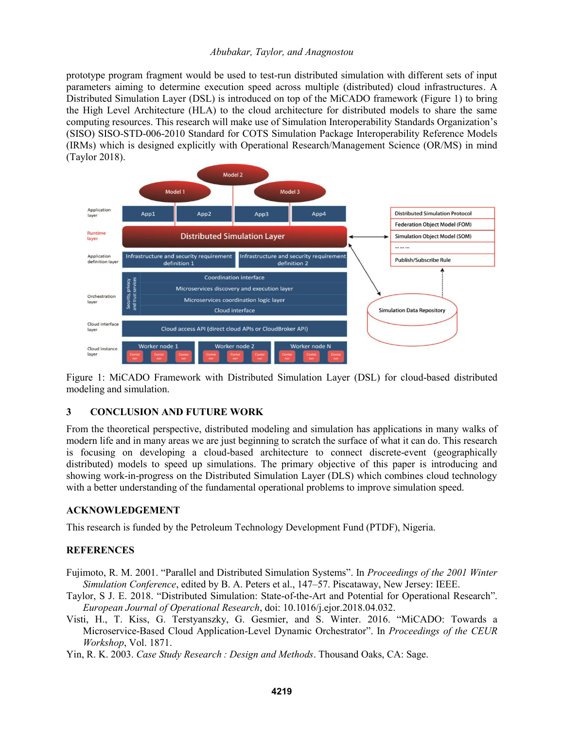prototype program fragment would be used to test-run distributed simulation with different sets of input parameters aiming to determine execution speed across multiple (distributed) cloud infrastructures. A Distributed Simulation Layer (DSL) is introduced on top of the MiCADO framework (Figure 1) to bring the High Level Architecture (HLA) to the cloud architecture for distributed models to share the same computing resources. This research will make use of Simulation Interoperability Standards Organization's (SISO) SISO-STD-006-2010 Standard for COTS Simulation Package Interoperability Reference Models (IRMs) which is designed explicitly with Operational Research/Management Science (OR/MS) in mind (Taylor 2018).

Model 2
Model 1
Model 3
Application layer
App1
App2
App3
App4
Runtime layer
Distributed Simulation Layer
Application definition layer
Infrastructure and security requirement definition 1
Infrastructure and security requirement definition 2
Orchestration layer
Security, privacy and trust services
Coordination interface
Microservices discovery and execution layer
Microservices coordination logic layer
Cloud interface
Cloud interface layer
Cloud access API (direct cloud APIs or CloudBroker API)
Cloud instance layer
Worker node 1
Worker node 2
Worker node N
Container
Distributed Simulation Protocol
Federation Object Model (FOM)
Simulation Object Model (SOM)
... ... ...
Publish/Subscribe Rule
Simulation Data Repository

Figure 1: MiCADO Framework with Distributed Simulation Layer (DSL) for cloud-based distributed modeling and simulation.

## 3 CONCLUSION AND FUTURE WORK

From the theoretical perspective, distributed modeling and simulation has applications in many walks of modern life and in many areas we are just beginning to scratch the surface of what it can do. This research is focusing on developing a cloud-based architecture to connect discrete-event (geographically distributed) models to speed up simulations. The primary objective of this paper is introducing and showing work-in-progress on the Distributed Simulation Layer (DLS) which combines cloud technology with a better understanding of the fundamental operational problems to improve simulation speed.

## ACKNOWLEDGEMENT

This research is funded by the Petroleum Technology Development Fund (PTDF), Nigeria.

## REFERENCES

Fujimoto, R. M. 2001. "Parallel and Distributed Simulation Systems". In *Proceedings of the 2001 Winter Simulation Conference*, edited by B. A. Peters et al., 147–57. Piscataway, New Jersey: IEEE.

Taylor, S J. E. 2018. "Distributed Simulation: State-of-the-Art and Potential for Operational Research". *European Journal of Operational Research*, doi: 10.1016/j.ejor.2018.04.032.

Visti, H., T. Kiss, G. Terstyanszky, G. Gesmier, and S. Winter. 2016. "MiCADO: Towards a Microservice-Based Cloud Application-Level Dynamic Orchestrator". In *Proceedings of the CEUR Workshop*, Vol. 1871.

Yin, R. K. 2003. *Case Study Research : Design and Methods*. Thousand Oaks, CA: Sage.